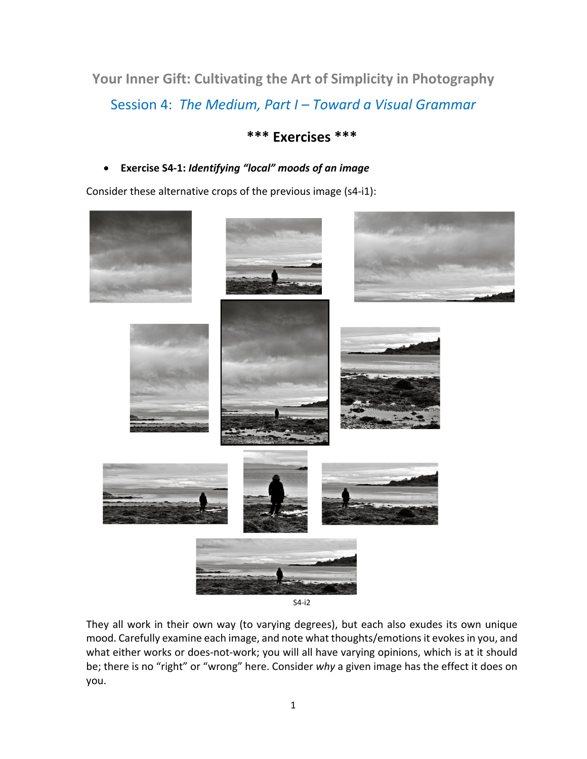# Your Inner Gift: Cultivating the Art of Simplicity in Photography

## Session 4: *The Medium, Part I – Toward a Visual Grammar*

### *** Exercises ***

- **Exercise S4-1: *Identifying "local" moods of an image***

Consider these alternative crops of the previous image (s4-i1):

S4-i2

They all work in their own way (to varying degrees), but each also exudes its own unique mood. Carefully examine each image, and note what thoughts/emotions it evokes in you, and what either works or does-not-work; you will all have varying opinions, which is at it should be; there is no "right" or "wrong" here. Consider *why* a given image has the effect it does on you.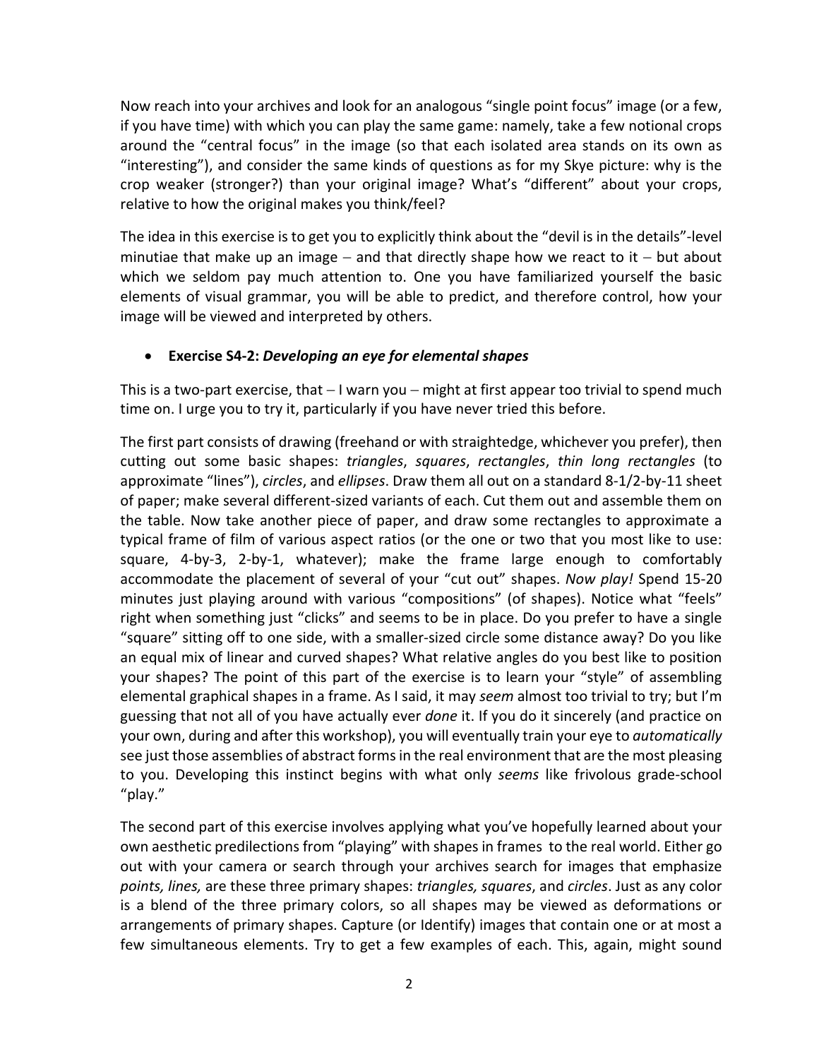Now reach into your archives and look for an analogous "single point focus" image (or a few, if you have time) with which you can play the same game: namely, take a few notional crops around the "central focus" in the image (so that each isolated area stands on its own as "interesting"), and consider the same kinds of questions as for my Skye picture: why is the crop weaker (stronger?) than your original image? What's "different" about your crops, relative to how the original makes you think/feel?

The idea in this exercise is to get you to explicitly think about the "devil is in the details"-level minutiae that make up an image – and that directly shape how we react to it – but about which we seldom pay much attention to. One you have familiarized yourself the basic elements of visual grammar, you will be able to predict, and therefore control, how your image will be viewed and interpreted by others.

- **Exercise S4-2: *Developing an eye for elemental shapes***

This is a two-part exercise, that – I warn you – might at first appear too trivial to spend much time on. I urge you to try it, particularly if you have never tried this before.

The first part consists of drawing (freehand or with straightedge, whichever you prefer), then cutting out some basic shapes: *triangles*, *squares*, *rectangles*, *thin long rectangles* (to approximate "lines"), *circles*, and *ellipses*. Draw them all out on a standard 8-1/2-by-11 sheet of paper; make several different-sized variants of each. Cut them out and assemble them on the table. Now take another piece of paper, and draw some rectangles to approximate a typical frame of film of various aspect ratios (or the one or two that you most like to use: square, 4-by-3, 2-by-1, whatever); make the frame large enough to comfortably accommodate the placement of several of your "cut out" shapes. *Now play!* Spend 15-20 minutes just playing around with various "compositions" (of shapes). Notice what "feels" right when something just "clicks" and seems to be in place. Do you prefer to have a single "square" sitting off to one side, with a smaller-sized circle some distance away? Do you like an equal mix of linear and curved shapes? What relative angles do you best like to position your shapes? The point of this part of the exercise is to learn your "style" of assembling elemental graphical shapes in a frame. As I said, it may *seem* almost too trivial to try; but I'm guessing that not all of you have actually ever *done* it. If you do it sincerely (and practice on your own, during and after this workshop), you will eventually train your eye to *automatically* see just those assemblies of abstract forms in the real environment that are the most pleasing to you. Developing this instinct begins with what only *seems* like frivolous grade-school "play."

The second part of this exercise involves applying what you've hopefully learned about your own aesthetic predilections from "playing" with shapes in frames to the real world. Either go out with your camera or search through your archives search for images that emphasize *points, lines,* are these three primary shapes: *triangles, squares*, and *circles*. Just as any color is a blend of the three primary colors, so all shapes may be viewed as deformations or arrangements of primary shapes. Capture (or Identify) images that contain one or at most a few simultaneous elements. Try to get a few examples of each. This, again, might sound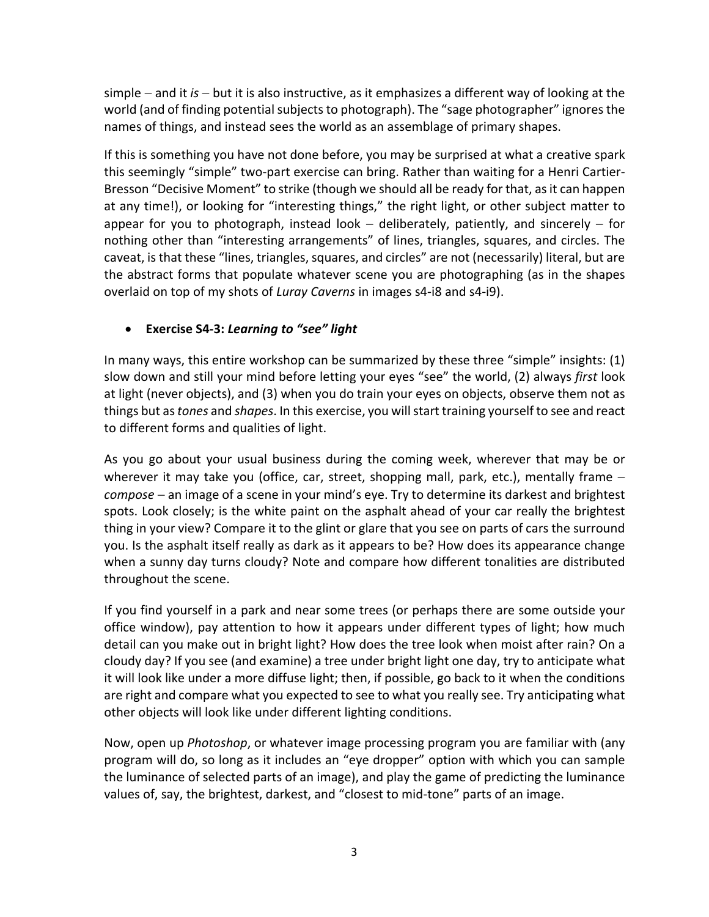simple – and it *is* – but it is also instructive, as it emphasizes a different way of looking at the world (and of finding potential subjects to photograph). The "sage photographer" ignores the names of things, and instead sees the world as an assemblage of primary shapes.

If this is something you have not done before, you may be surprised at what a creative spark this seemingly "simple" two-part exercise can bring. Rather than waiting for a Henri Cartier-Bresson "Decisive Moment" to strike (though we should all be ready for that, as it can happen at any time!), or looking for "interesting things," the right light, or other subject matter to appear for you to photograph, instead look – deliberately, patiently, and sincerely – for nothing other than "interesting arrangements" of lines, triangles, squares, and circles. The caveat, is that these "lines, triangles, squares, and circles" are not (necessarily) literal, but are the abstract forms that populate whatever scene you are photographing (as in the shapes overlaid on top of my shots of *Luray Caverns* in images s4-i8 and s4-i9).

- **Exercise S4-3: *Learning to "see" light***

In many ways, this entire workshop can be summarized by these three "simple" insights: (1) slow down and still your mind before letting your eyes "see" the world, (2) always *first* look at light (never objects), and (3) when you do train your eyes on objects, observe them not as things but as *tones* and *shapes*. In this exercise, you will start training yourself to see and react to different forms and qualities of light.

As you go about your usual business during the coming week, wherever that may be or wherever it may take you (office, car, street, shopping mall, park, etc.), mentally frame – *compose* – an image of a scene in your mind's eye. Try to determine its darkest and brightest spots. Look closely; is the white paint on the asphalt ahead of your car really the brightest thing in your view? Compare it to the glint or glare that you see on parts of cars the surround you. Is the asphalt itself really as dark as it appears to be? How does its appearance change when a sunny day turns cloudy? Note and compare how different tonalities are distributed throughout the scene.

If you find yourself in a park and near some trees (or perhaps there are some outside your office window), pay attention to how it appears under different types of light; how much detail can you make out in bright light? How does the tree look when moist after rain? On a cloudy day? If you see (and examine) a tree under bright light one day, try to anticipate what it will look like under a more diffuse light; then, if possible, go back to it when the conditions are right and compare what you expected to see to what you really see. Try anticipating what other objects will look like under different lighting conditions.

Now, open up *Photoshop*, or whatever image processing program you are familiar with (any program will do, so long as it includes an "eye dropper" option with which you can sample the luminance of selected parts of an image), and play the game of predicting the luminance values of, say, the brightest, darkest, and "closest to mid-tone" parts of an image.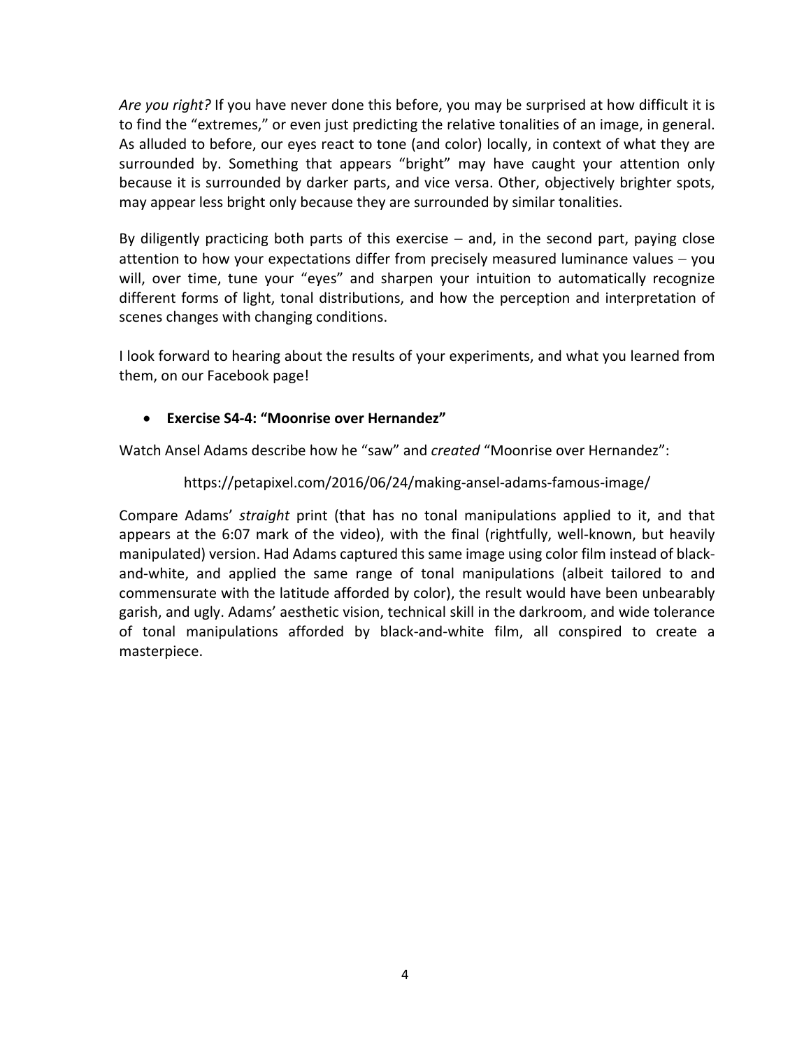*Are you right?* If you have never done this before, you may be surprised at how difficult it is to find the "extremes," or even just predicting the relative tonalities of an image, in general. As alluded to before, our eyes react to tone (and color) locally, in context of what they are surrounded by. Something that appears "bright" may have caught your attention only because it is surrounded by darker parts, and vice versa. Other, objectively brighter spots, may appear less bright only because they are surrounded by similar tonalities.

By diligently practicing both parts of this exercise – and, in the second part, paying close attention to how your expectations differ from precisely measured luminance values – you will, over time, tune your "eyes" and sharpen your intuition to automatically recognize different forms of light, tonal distributions, and how the perception and interpretation of scenes changes with changing conditions.

I look forward to hearing about the results of your experiments, and what you learned from them, on our Facebook page!

- **Exercise S4-4: "Moonrise over Hernandez"**

Watch Ansel Adams describe how he "saw" and *created* "Moonrise over Hernandez":

https://petapixel.com/2016/06/24/making-ansel-adams-famous-image/

Compare Adams' *straight* print (that has no tonal manipulations applied to it, and that appears at the 6:07 mark of the video), with the final (rightfully, well-known, but heavily manipulated) version. Had Adams captured this same image using color film instead of black-and-white, and applied the same range of tonal manipulations (albeit tailored to and commensurate with the latitude afforded by color), the result would have been unbearably garish, and ugly. Adams' aesthetic vision, technical skill in the darkroom, and wide tolerance of tonal manipulations afforded by black-and-white film, all conspired to create a masterpiece.